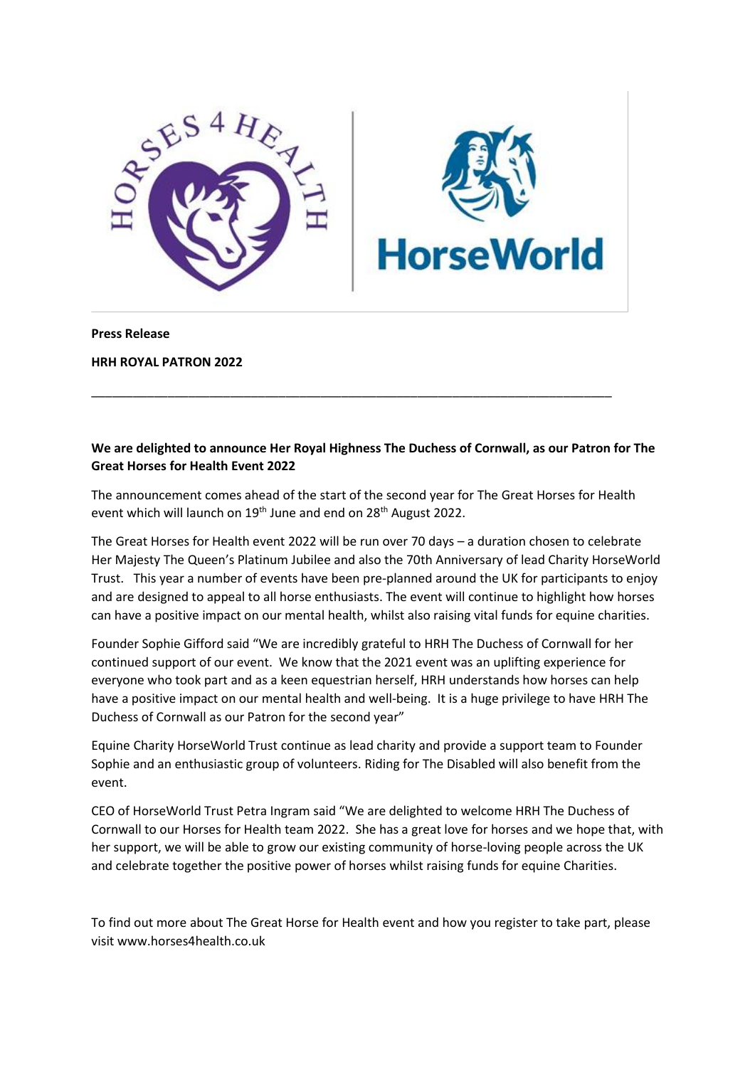**Press Release**

**HRH ROYAL PATRON 2022**

---

**We are delighted to announce Her Royal Highness The Duchess of Cornwall, as our Patron for The Great Horses for Health Event 2022**

The announcement comes ahead of the start of the second year for The Great Horses for Health event which will launch on 19th June and end on 28th August 2022.

The Great Horses for Health event 2022 will be run over 70 days – a duration chosen to celebrate Her Majesty The Queen's Platinum Jubilee and also the 70th Anniversary of lead Charity HorseWorld Trust. This year a number of events have been pre-planned around the UK for participants to enjoy and are designed to appeal to all horse enthusiasts. The event will continue to highlight how horses can have a positive impact on our mental health, whilst also raising vital funds for equine charities.

Founder Sophie Gifford said "We are incredibly grateful to HRH The Duchess of Cornwall for her continued support of our event. We know that the 2021 event was an uplifting experience for everyone who took part and as a keen equestrian herself, HRH understands how horses can help have a positive impact on our mental health and well-being. It is a huge privilege to have HRH The Duchess of Cornwall as our Patron for the second year"

Equine Charity HorseWorld Trust continue as lead charity and provide a support team to Founder Sophie and an enthusiastic group of volunteers. Riding for The Disabled will also benefit from the event.

CEO of HorseWorld Trust Petra Ingram said "We are delighted to welcome HRH The Duchess of Cornwall to our Horses for Health team 2022. She has a great love for horses and we hope that, with her support, we will be able to grow our existing community of horse-loving people across the UK and celebrate together the positive power of horses whilst raising funds for equine Charities.

To find out more about The Great Horse for Health event and how you register to take part, please visit www.horses4health.co.uk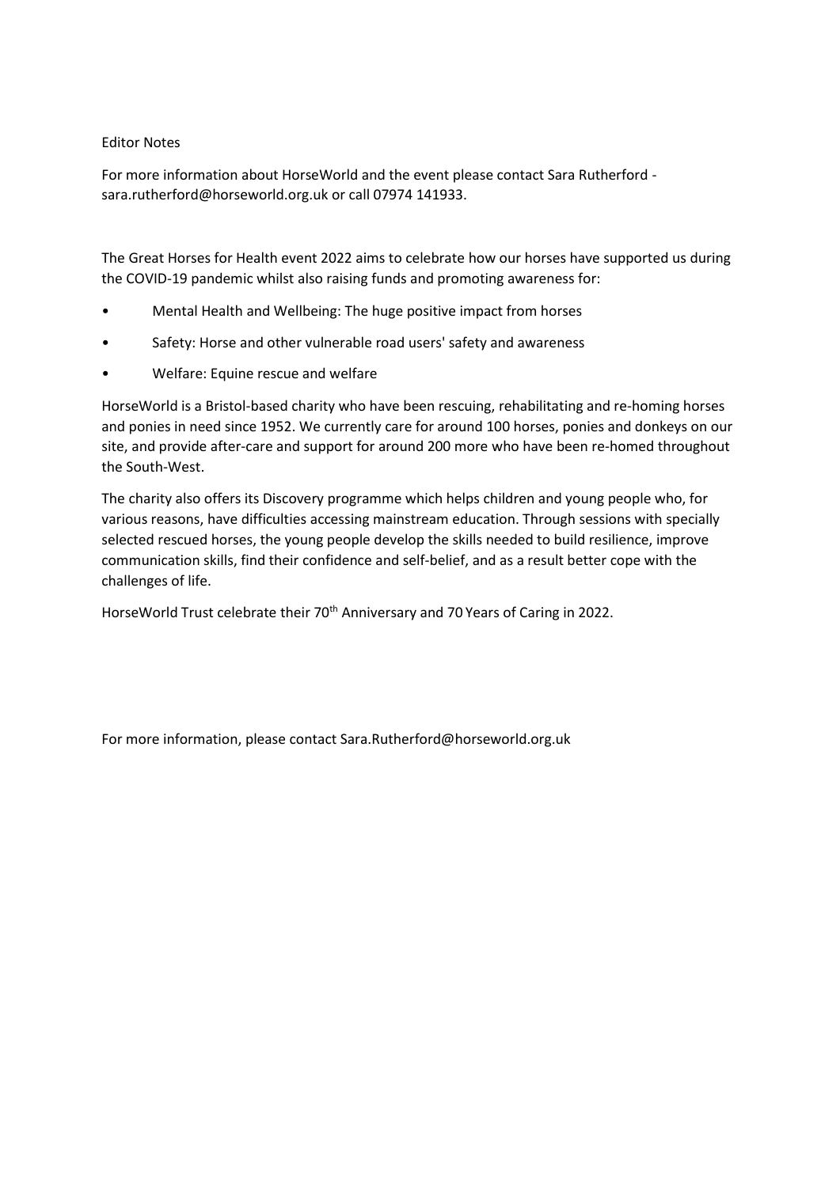Editor Notes

For more information about HorseWorld and the event please contact Sara Rutherford - sara.rutherford@horseworld.org.uk or call 07974 141933.

The Great Horses for Health event 2022 aims to celebrate how our horses have supported us during the COVID-19 pandemic whilst also raising funds and promoting awareness for:

- Mental Health and Wellbeing: The huge positive impact from horses
- Safety: Horse and other vulnerable road users' safety and awareness
- Welfare: Equine rescue and welfare

HorseWorld is a Bristol-based charity who have been rescuing, rehabilitating and re-homing horses and ponies in need since 1952. We currently care for around 100 horses, ponies and donkeys on our site, and provide after-care and support for around 200 more who have been re-homed throughout the South-West.

The charity also offers its Discovery programme which helps children and young people who, for various reasons, have difficulties accessing mainstream education. Through sessions with specially selected rescued horses, the young people develop the skills needed to build resilience, improve communication skills, find their confidence and self-belief, and as a result better cope with the challenges of life.

HorseWorld Trust celebrate their 70th Anniversary and 70 Years of Caring in 2022.

For more information, please contact Sara.Rutherford@horseworld.org.uk